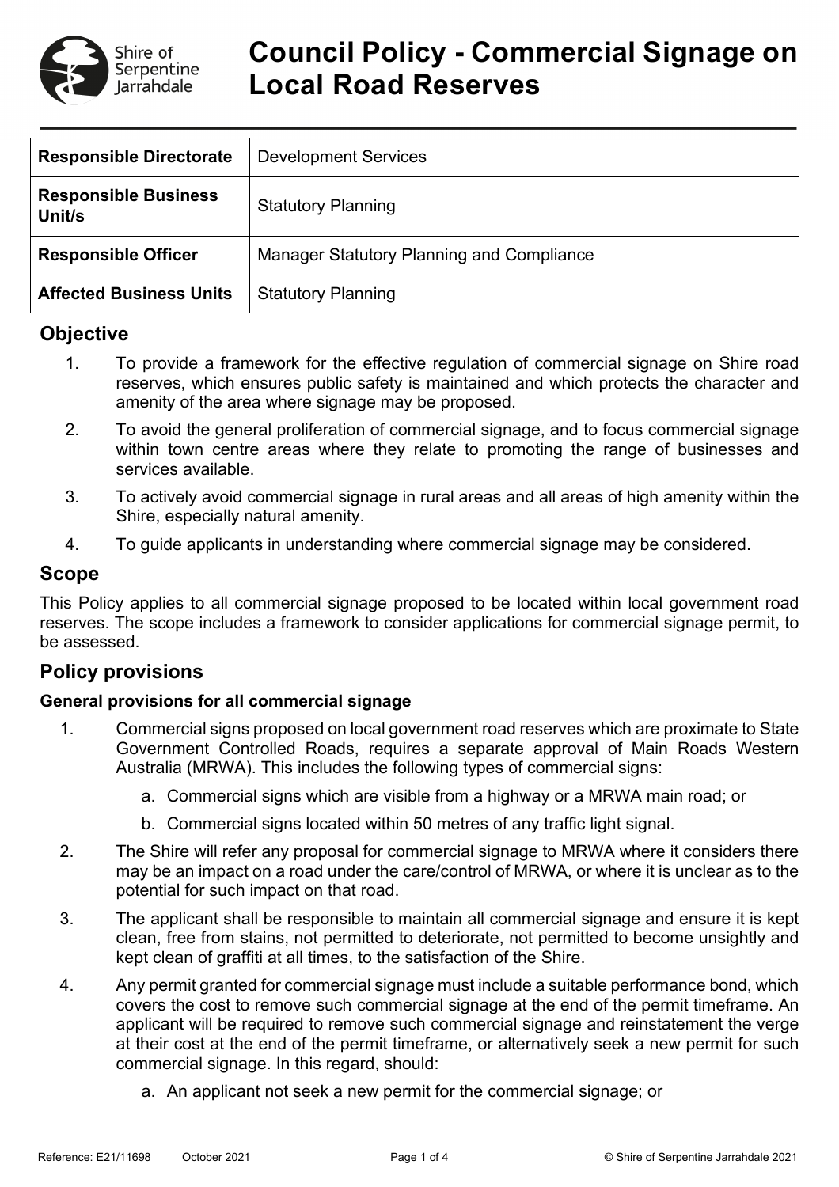# Council Policy - Commercial Signage on Local Road Reserves

| Responsible Directorate | Development Services |
| --- | --- |
| Responsible Business Unit/s | Statutory Planning |
| Responsible Officer | Manager Statutory Planning and Compliance |
| Affected Business Units | Statutory Planning |

## Objective

1. To provide a framework for the effective regulation of commercial signage on Shire road reserves, which ensures public safety is maintained and which protects the character and amenity of the area where signage may be proposed.
2. To avoid the general proliferation of commercial signage, and to focus commercial signage within town centre areas where they relate to promoting the range of businesses and services available.
3. To actively avoid commercial signage in rural areas and all areas of high amenity within the Shire, especially natural amenity.
4. To guide applicants in understanding where commercial signage may be considered.

## Scope

This Policy applies to all commercial signage proposed to be located within local government road reserves. The scope includes a framework to consider applications for commercial signage permit, to be assessed.

## Policy provisions

### General provisions for all commercial signage

1. Commercial signs proposed on local government road reserves which are proximate to State Government Controlled Roads, requires a separate approval of Main Roads Western Australia (MRWA). This includes the following types of commercial signs:
   a. Commercial signs which are visible from a highway or a MRWA main road; or
   b. Commercial signs located within 50 metres of any traffic light signal.
2. The Shire will refer any proposal for commercial signage to MRWA where it considers there may be an impact on a road under the care/control of MRWA, or where it is unclear as to the potential for such impact on that road.
3. The applicant shall be responsible to maintain all commercial signage and ensure it is kept clean, free from stains, not permitted to deteriorate, not permitted to become unsightly and kept clean of graffiti at all times, to the satisfaction of the Shire.
4. Any permit granted for commercial signage must include a suitable performance bond, which covers the cost to remove such commercial signage at the end of the permit timeframe. An applicant will be required to remove such commercial signage and reinstatement the verge at their cost at the end of the permit timeframe, or alternatively seek a new permit for such commercial signage. In this regard, should:
   a. An applicant not seek a new permit for the commercial signage; or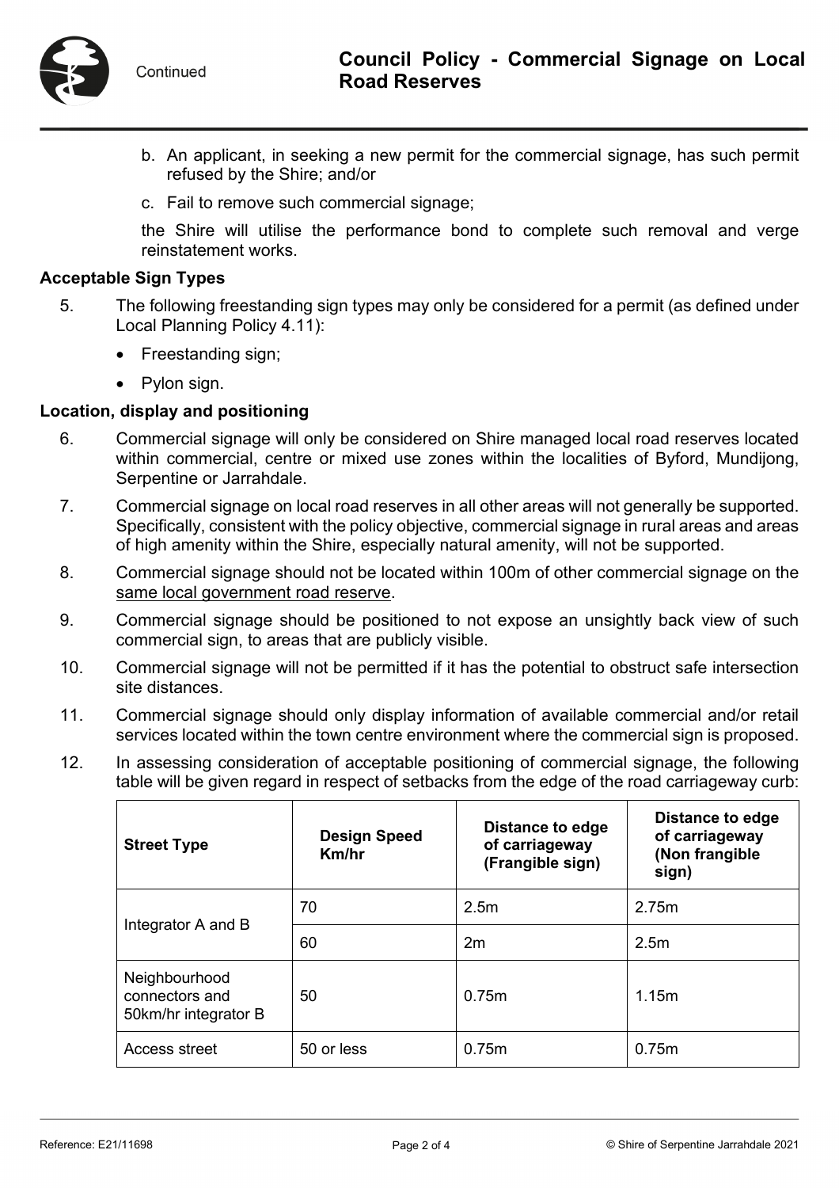b. An applicant, in seeking a new permit for the commercial signage, has such permit refused by the Shire; and/or

c. Fail to remove such commercial signage;

the Shire will utilise the performance bond to complete such removal and verge reinstatement works.

**Acceptable Sign Types**

5. The following freestanding sign types may only be considered for a permit (as defined under Local Planning Policy 4.11):
    - Freestanding sign;
    - Pylon sign.

**Location, display and positioning**

6. Commercial signage will only be considered on Shire managed local road reserves located within commercial, centre or mixed use zones within the localities of Byford, Mundijong, Serpentine or Jarrahdale.

7. Commercial signage on local road reserves in all other areas will not generally be supported. Specifically, consistent with the policy objective, commercial signage in rural areas and areas of high amenity within the Shire, especially natural amenity, will not be supported.

8. Commercial signage should not be located within 100m of other commercial signage on the <u>same local government road reserve</u>.

9. Commercial signage should be positioned to not expose an unsightly back view of such commercial sign, to areas that are publicly visible.

10. Commercial signage will not be permitted if it has the potential to obstruct safe intersection site distances.

11. Commercial signage should only display information of available commercial and/or retail services located within the town centre environment where the commercial sign is proposed.

12. In assessing consideration of acceptable positioning of commercial signage, the following table will be given regard in respect of setbacks from the edge of the road carriageway curb:

| Street Type | Design Speed Km/hr | Distance to edge of carriageway (Frangible sign) | Distance to edge of carriageway (Non frangible sign) |
|---|---|---|---|
| Integrator A and B | 70 | 2.5m | 2.75m |
| | 60 | 2m | 2.5m |
| Neighbourhood connectors and 50km/hr integrator B | 50 | 0.75m | 1.15m |
| Access street | 50 or less | 0.75m | 0.75m |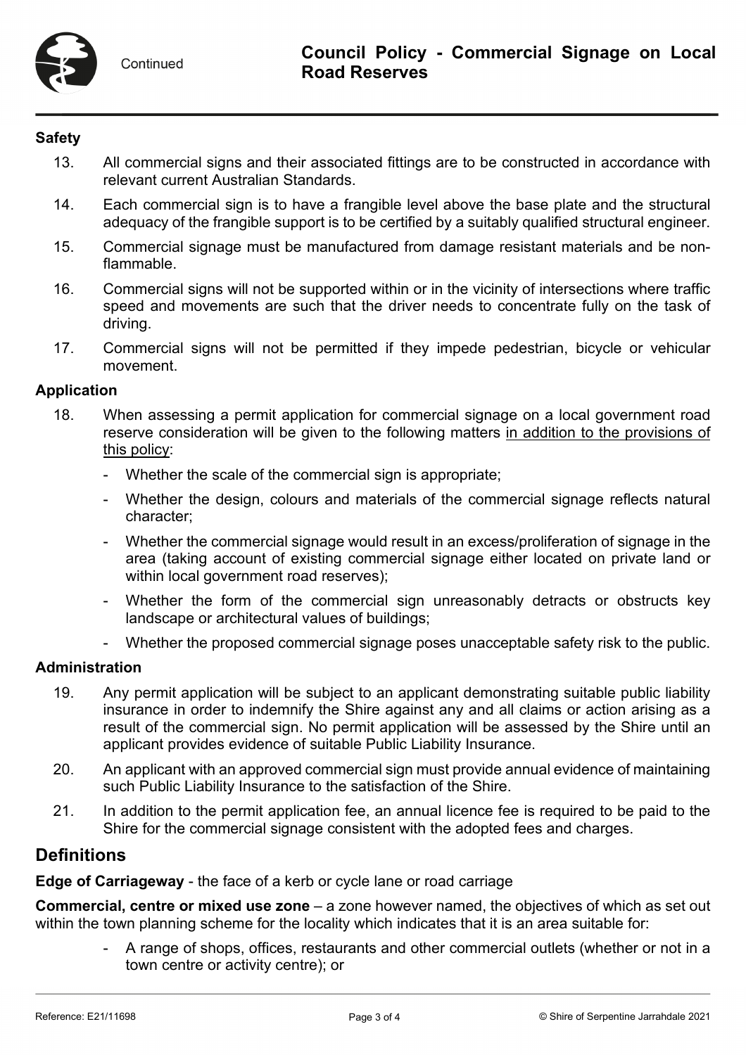### Safety

13. All commercial signs and their associated fittings are to be constructed in accordance with relevant current Australian Standards.
14. Each commercial sign is to have a frangible level above the base plate and the structural adequacy of the frangible support is to be certified by a suitably qualified structural engineer.
15. Commercial signage must be manufactured from damage resistant materials and be non-flammable.
16. Commercial signs will not be supported within or in the vicinity of intersections where traffic speed and movements are such that the driver needs to concentrate fully on the task of driving.
17. Commercial signs will not be permitted if they impede pedestrian, bicycle or vehicular movement.

### Application

18. When assessing a permit application for commercial signage on a local government road reserve consideration will be given to the following matters <u>in addition to the provisions of this policy</u>:
    - Whether the scale of the commercial sign is appropriate;
    - Whether the design, colours and materials of the commercial signage reflects natural character;
    - Whether the commercial signage would result in an excess/proliferation of signage in the area (taking account of existing commercial signage either located on private land or within local government road reserves);
    - Whether the form of the commercial sign unreasonably detracts or obstructs key landscape or architectural values of buildings;
    - Whether the proposed commercial signage poses unacceptable safety risk to the public.

### Administration

19. Any permit application will be subject to an applicant demonstrating suitable public liability insurance in order to indemnify the Shire against any and all claims or action arising as a result of the commercial sign. No permit application will be assessed by the Shire until an applicant provides evidence of suitable Public Liability Insurance.
20. An applicant with an approved commercial sign must provide annual evidence of maintaining such Public Liability Insurance to the satisfaction of the Shire.
21. In addition to the permit application fee, an annual licence fee is required to be paid to the Shire for the commercial signage consistent with the adopted fees and charges.

## Definitions

**Edge of Carriageway** - the face of a kerb or cycle lane or road carriage

**Commercial, centre or mixed use zone** – a zone however named, the objectives of which as set out within the town planning scheme for the locality which indicates that it is an area suitable for:

- A range of shops, offices, restaurants and other commercial outlets (whether or not in a town centre or activity centre); or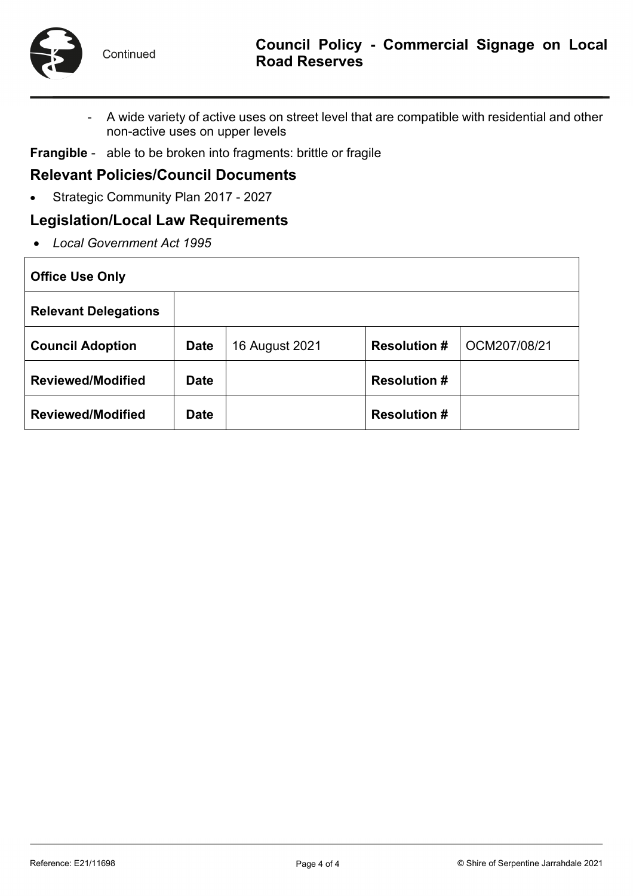- A wide variety of active uses on street level that are compatible with residential and other non-active uses on upper levels

**Frangible** - able to be broken into fragments: brittle or fragile

## Relevant Policies/Council Documents

- Strategic Community Plan 2017 - 2027

## Legislation/Local Law Requirements

- *Local Government Act 1995*

| **Office Use Only** | | | | |
|---|---|---|---|---|
| **Relevant Delegations** | | | | |
| **Council Adoption** | **Date** | 16 August 2021 | **Resolution #** | OCM207/08/21 |
| **Reviewed/Modified** | **Date** | | **Resolution #** | |
| **Reviewed/Modified** | **Date** | | **Resolution #** | |

Reference: E21/11698

© Shire of Serpentine Jarrahdale 2021